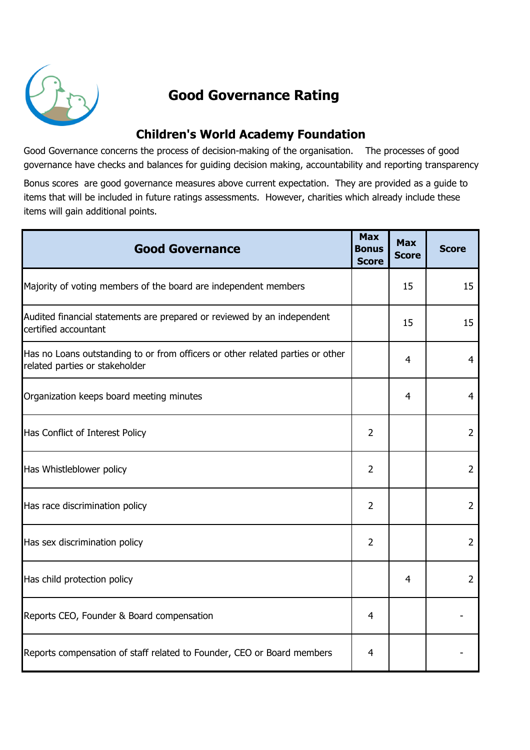# Good Governance Rating

## Children's World Academy Foundation

Good Governance concerns the process of decision-making of the organisation. The processes of good governance have checks and balances for guiding decision making, accountability and reporting transparency

Bonus scores are good governance measures above current expectation. They are provided as a guide to items that will be included in future ratings assessments. However, charities which already include these items will gain additional points.

| Good Governance | Max Bonus Score | Max Score | Score |
|---|---|---|---|
| Majority of voting members of the board are independent members | | 15 | 15 |
| Audited financial statements are prepared or reviewed by an independent certified accountant | | 15 | 15 |
| Has no Loans outstanding to or from officers or other related parties or other related parties or stakeholder | | 4 | 4 |
| Organization keeps board meeting minutes | | 4 | 4 |
| Has Conflict of Interest Policy | 2 | | 2 |
| Has Whistleblower policy | 2 | | 2 |
| Has race discrimination policy | 2 | | 2 |
| Has sex discrimination policy | 2 | | 2 |
| Has child protection policy | | 4 | 2 |
| Reports CEO, Founder & Board compensation | 4 | | - |
| Reports compensation of staff related to Founder, CEO or Board members | 4 | | - |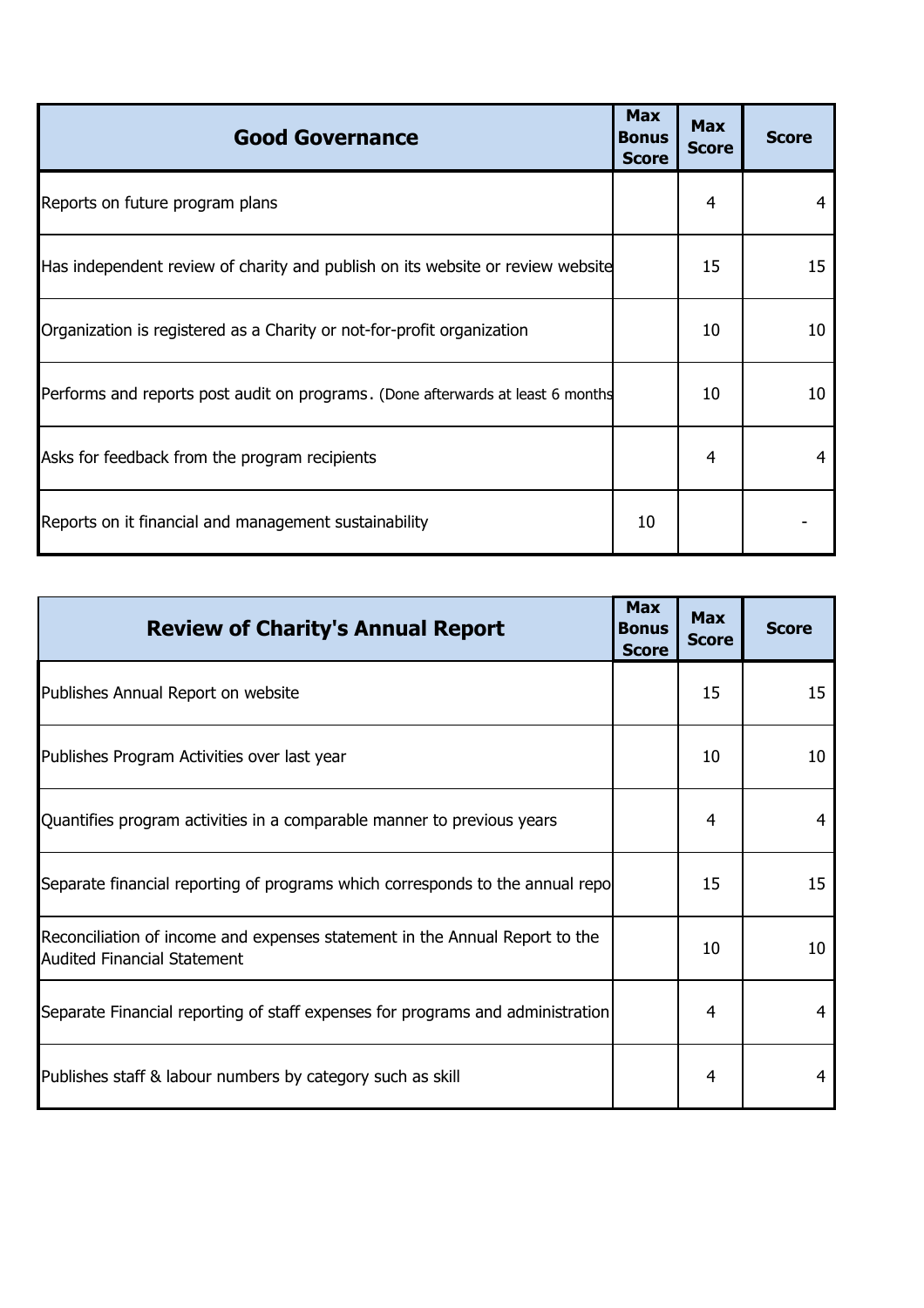| Good Governance | Max Bonus Score | Max Score | Score |
|---|---|---|---|
| Reports on future program plans | | 4 | 4 |
| Has independent review of charity and publish on its website or review website | | 15 | 15 |
| Organization is registered as a Charity or not-for-profit organization | | 10 | 10 |
| Performs and reports post audit on programs. (Done afterwards at least 6 months | | 10 | 10 |
| Asks for feedback from the program recipients | | 4 | 4 |
| Reports on it financial and management sustainability | 10 | | - |

| Review of Charity's Annual Report | Max Bonus Score | Max Score | Score |
|---|---|---|---|
| Publishes Annual Report on website | | 15 | 15 |
| Publishes Program Activities over last year | | 10 | 10 |
| Quantifies program activities in a comparable manner to previous years | | 4 | 4 |
| Separate financial reporting of programs which corresponds to the annual repo | | 15 | 15 |
| Reconciliation of income and expenses statement in the Annual Report to the Audited Financial Statement | | 10 | 10 |
| Separate Financial reporting of staff expenses for programs and administration | | 4 | 4 |
| Publishes staff & labour numbers by category such as skill | | 4 | 4 |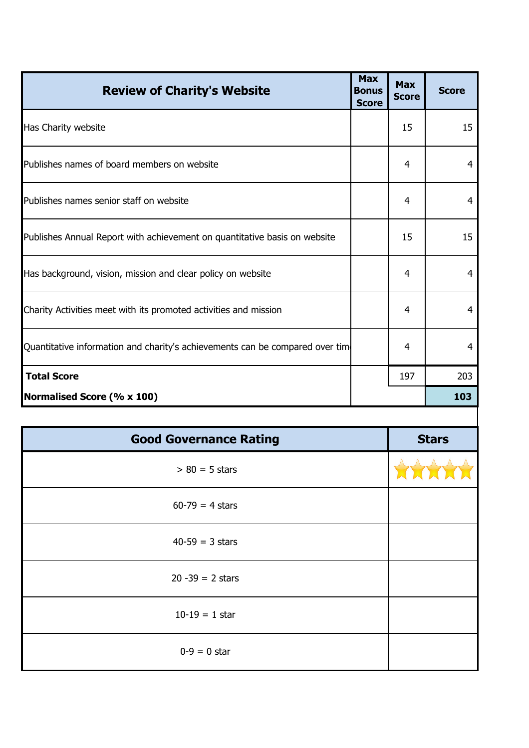| Review of Charity's Website | Max Bonus Score | Max Score | Score |
|---|---|---|---|
| Has Charity website | | 15 | 15 |
| Publishes names of board members on website | | 4 | 4 |
| Publishes names senior staff on website | | 4 | 4 |
| Publishes Annual Report with achievement on quantitative basis on website | | 15 | 15 |
| Has background, vision, mission and clear policy on website | | 4 | 4 |
| Charity Activities meet with its promoted activities and mission | | 4 | 4 |
| Quantitative information and charity's achievements can be compared over tim | | 4 | 4 |
| **Total Score** | | 197 | 203 |
| **Normalised Score (% x 100)** | | | **103** |

| Good Governance Rating | Stars |
|---|---|
| > 80 = 5 stars | ★★★★★ |
| 60-79 = 4 stars | |
| 40-59 = 3 stars | |
| 20 -39 = 2 stars | |
| 10-19 = 1 star | |
| 0-9 = 0 star | |